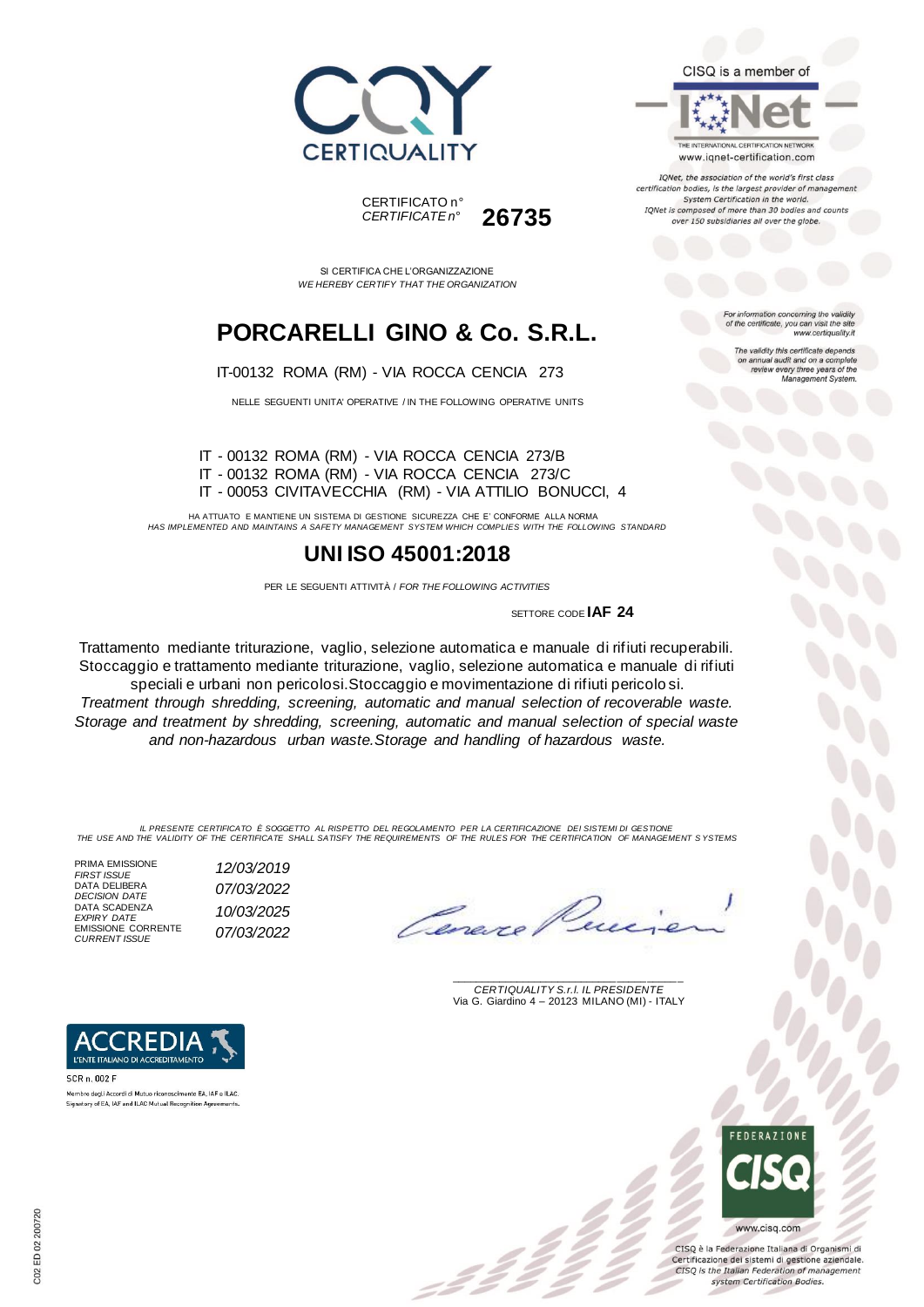CERTIQUALITY

CISQ is a member of

IQNet

THE INTERNATIONAL CERTIFICATION NETWORK
www.iqnet-certification.com

*IQNet, the association of the world's first class certification bodies, is the largest provider of management System Certification in the world. IQNet is composed of more than 30 bodies and counts over 150 subsidiaries all over the globe.*

CERTIFICATO n°
*CERTIFICATE n°* **26735**

*For information concerning the validity of the certificate, you can visit the site www.certiquality.it*

*The validity this certificate depends on annual audit and on a complete review every three years of the Management System.*

SI CERTIFICA CHE L'ORGANIZZAZIONE
*WE HEREBY CERTIFY THAT THE ORGANIZATION*

# PORCARELLI GINO & Co. S.R.L.

IT-00132 ROMA (RM) - VIA ROCCA CENCIA 273

NELLE SEGUENTI UNITA' OPERATIVE / IN THE FOLLOWING OPERATIVE UNITS

IT - 00132 ROMA (RM) - VIA ROCCA CENCIA 273/B
IT - 00132 ROMA (RM) - VIA ROCCA CENCIA 273/C
IT - 00053 CIVITAVECCHIA (RM) - VIA ATTILIO BONUCCI, 4

HA ATTUATO E MANTIENE UN SISTEMA DI GESTIONE SICUREZZA CHE E' CONFORME ALLA NORMA
*HAS IMPLEMENTED AND MAINTAINS A SAFETY MANAGEMENT SYSTEM WHICH COMPLIES WITH THE FOLLOWING STANDARD*

## UNI ISO 45001:2018

PER LE SEGUENTI ATTIVITÀ / *FOR THE FOLLOWING ACTIVITIES*

SETTORE CODE **IAF 24**

Trattamento mediante triturazione, vaglio, selezione automatica e manuale di rifiuti recuperabili. Stoccaggio e trattamento mediante triturazione, vaglio, selezione automatica e manuale di rifiuti speciali e urbani non pericolosi.Stoccaggio e movimentazione di rifiuti pericolosi.
*Treatment through shredding, screening, automatic and manual selection of recoverable waste. Storage and treatment by shredding, screening, automatic and manual selection of special waste and non-hazardous urban waste.Storage and handling of hazardous waste.*

*IL PRESENTE CERTIFICATO È SOGGETTO AL RISPETTO DEL REGOLAMENTO PER LA CERTIFICAZIONE DEI SISTEMI DI GESTIONE*
*THE USE AND THE VALIDITY OF THE CERTIFICATE SHALL SATISFY THE REQUIREMENTS OF THE RULES FOR THE CERTIFICATION OF MANAGEMENT SYSTEMS*

| | |
|---|---|
| PRIMA EMISSIONE *FIRST ISSUE* | *12/03/2019* |
| DATA DELIBERA *DECISION DATE* | *07/03/2022* |
| DATA SCADENZA *EXPIRY DATE* | *10/03/2025* |
| EMISSIONE CORRENTE *CURRENT ISSUE* | *07/03/2022* |

*CERTIQUALITY S.r.l. IL PRESIDENTE*
Via G. Giardino 4 – 20123 MILANO (MI) - ITALY

ACCREDIA
L'ENTE ITALIANO DI ACCREDITAMENTO

SCR n. 002 F
Membro degli Accordi di Mutuo riconoscimento EA, IAF e ILAC.
Signatory of EA, IAF and ILAC Mutual Recognition Agreements.

FEDERAZIONE CISQ
www.cisq.com

CISQ è la Federazione Italiana di Organismi di Certificazione dei sistemi di gestione aziendale.
*CISQ is the Italian Federation of management system Certification Bodies.*

C02 ED 02 200720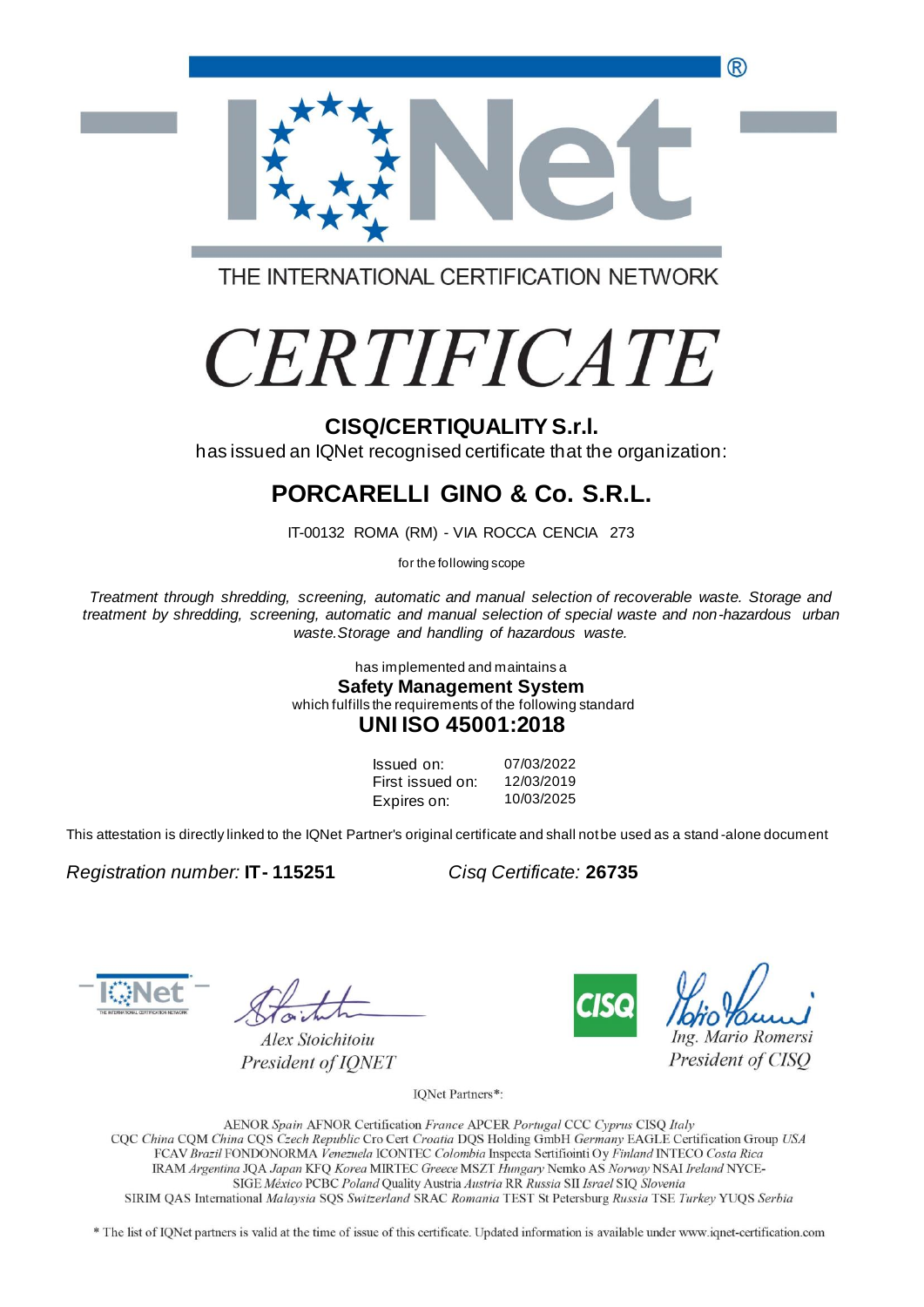THE INTERNATIONAL CERTIFICATION NETWORK

# CERTIFICATE

**CISQ/CERTIQUALITY S.r.l.**

has issued an IQNet recognised certificate that the organization:

## PORCARELLI GINO & Co. S.R.L.

IT-00132 ROMA (RM) - VIA ROCCA CENCIA 273

for the following scope

*Treatment through shredding, screening, automatic and manual selection of recoverable waste. Storage and treatment by shredding, screening, automatic and manual selection of special waste and non-hazardous urban waste.Storage and handling of hazardous waste.*

has implemented and maintains a

**Safety Management System**

which fulfills the requirements of the following standard

**UNI ISO 45001:2018**

| | |
|---|---|
| Issued on: | 07/03/2022 |
| First issued on: | 12/03/2019 |
| Expires on: | 10/03/2025 |

This attestation is directly linked to the IQNet Partner's original certificate and shall not be used as a stand-alone document

*Registration number:* **IT- 115251** *Cisq Certificate:* **26735**

*Alex Stoichitoiu*
*President of IQNET*

*Ing. Mario Romersi*
*President of CISQ*

IQNet Partners*:

AENOR *Spain* AFNOR Certification *France* APCER *Portugal* CCC *Cyprus* CISQ *Italy*
CQC *China* CQM *China* CQS *Czech Republic* Cro Cert *Croatia* DQS Holding GmbH *Germany* EAGLE Certification Group *USA*
FCAV *Brazil* FONDONORMA *Venezuela* ICONTEC *Colombia* Inspecta Sertifiointi Oy *Finland* INTECO *Costa Rica*
IRAM *Argentina* JQA *Japan* KFQ *Korea* MIRTEC *Greece* MSZT *Hungary* Nemko AS *Norway* NSAI *Ireland* NYCE-SIGE *México* PCBC *Poland* Quality Austria *Austria* RR *Russia* SII *Israel* SIQ *Slovenia*
SIRIM QAS International *Malaysia* SQS *Switzerland* SRAC *Romania* TEST St Petersburg *Russia* TSE *Turkey* YUQS *Serbia*

* The list of IQNet partners is valid at the time of issue of this certificate. Updated information is available under www.iqnet-certification.com